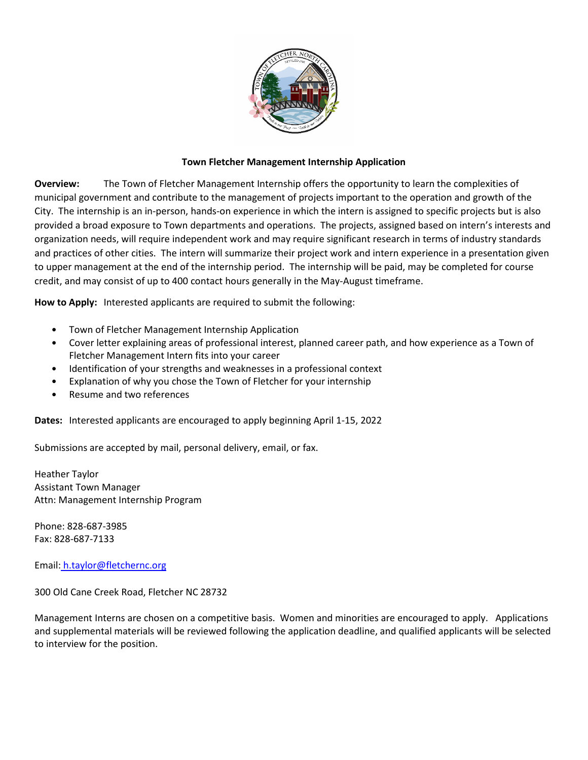## Town Fletcher Management Internship Application

**Overview:** The Town of Fletcher Management Internship offers the opportunity to learn the complexities of municipal government and contribute to the management of projects important to the operation and growth of the City. The internship is an in-person, hands-on experience in which the intern is assigned to specific projects but is also provided a broad exposure to Town departments and operations. The projects, assigned based on intern's interests and organization needs, will require independent work and may require significant research in terms of industry standards and practices of other cities. The intern will summarize their project work and intern experience in a presentation given to upper management at the end of the internship period. The internship will be paid, may be completed for course credit, and may consist of up to 400 contact hours generally in the May-August timeframe.

**How to Apply:** Interested applicants are required to submit the following:

- Town of Fletcher Management Internship Application
- Cover letter explaining areas of professional interest, planned career path, and how experience as a Town of Fletcher Management Intern fits into your career
- Identification of your strengths and weaknesses in a professional context
- Explanation of why you chose the Town of Fletcher for your internship
- Resume and two references

**Dates:** Interested applicants are encouraged to apply beginning April 1-15, 2022

Submissions are accepted by mail, personal delivery, email, or fax.

Heather Taylor
Assistant Town Manager
Attn: Management Internship Program

Phone: 828-687-3985
Fax: 828-687-7133

Email: h.taylor@fletchernc.org

300 Old Cane Creek Road, Fletcher NC 28732

Management Interns are chosen on a competitive basis. Women and minorities are encouraged to apply. Applications and supplemental materials will be reviewed following the application deadline, and qualified applicants will be selected to interview for the position.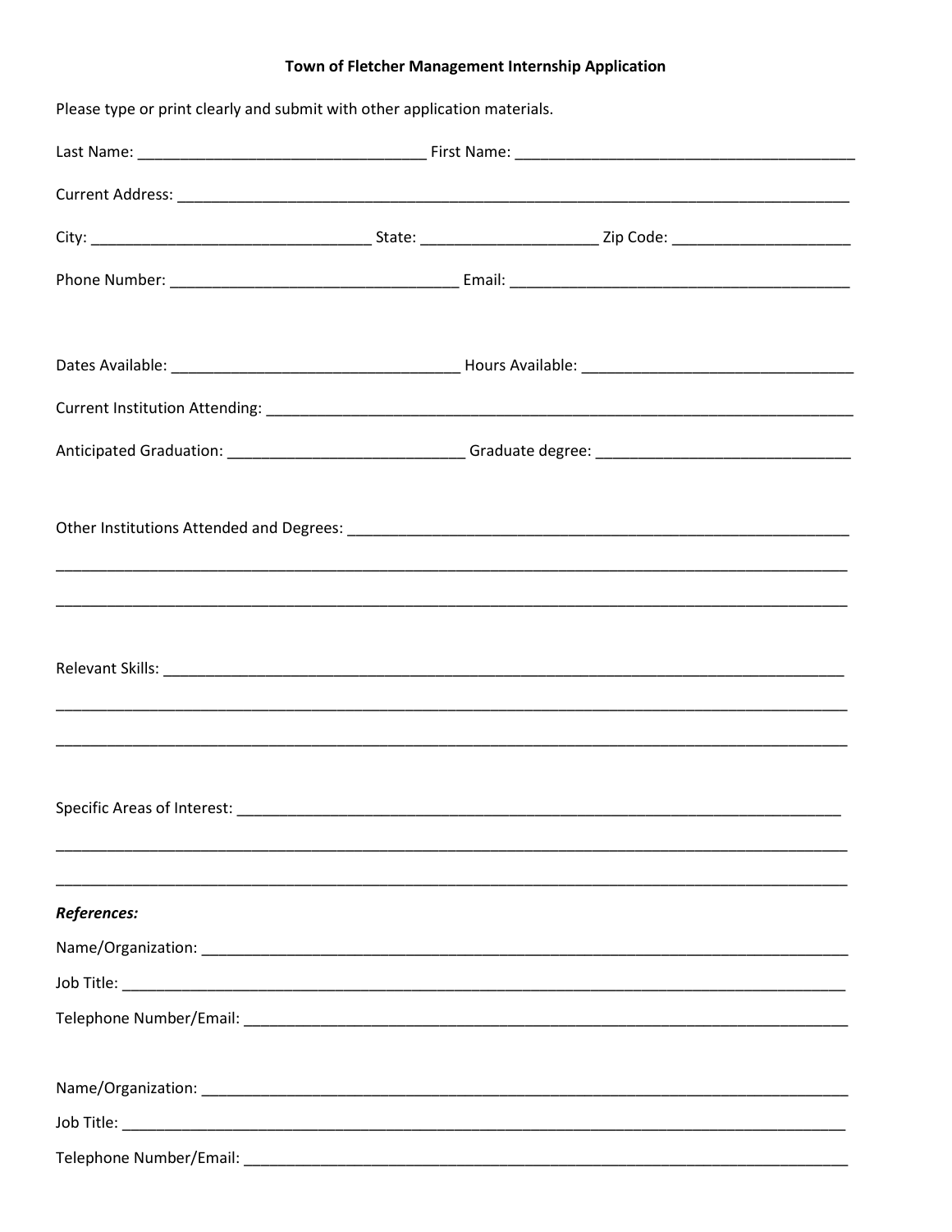**Town of Fletcher Management Internship Application**

Please type or print clearly and submit with other application materials.

Last Name: ________________________________ First Name: ______________________________________

Current Address: ________________________________________________________________________________

City: _______________________________ State: ___________________ Zip Code: ____________________

Phone Number: _______________________________ Email: ______________________________________

Dates Available: _______________________________ Hours Available: ______________________________

Current Institution Attending: ______________________________________________________________

Anticipated Graduation: __________________________ Graduate degree: _____________________________

Other Institutions Attended and Degrees: ____________________________________________________

_______________________________________________________________________________________

_______________________________________________________________________________________

Relevant Skills: ________________________________________________________________________

_______________________________________________________________________________________

_______________________________________________________________________________________

Specific Areas of Interest: ______________________________________________________________

_______________________________________________________________________________________

_______________________________________________________________________________________

***References:***

Name/Organization: ______________________________________________________________________

Job Title: _____________________________________________________________________________

Telephone Number/Email: _________________________________________________________________

Name/Organization: ______________________________________________________________________

Job Title: _____________________________________________________________________________

Telephone Number/Email: _________________________________________________________________